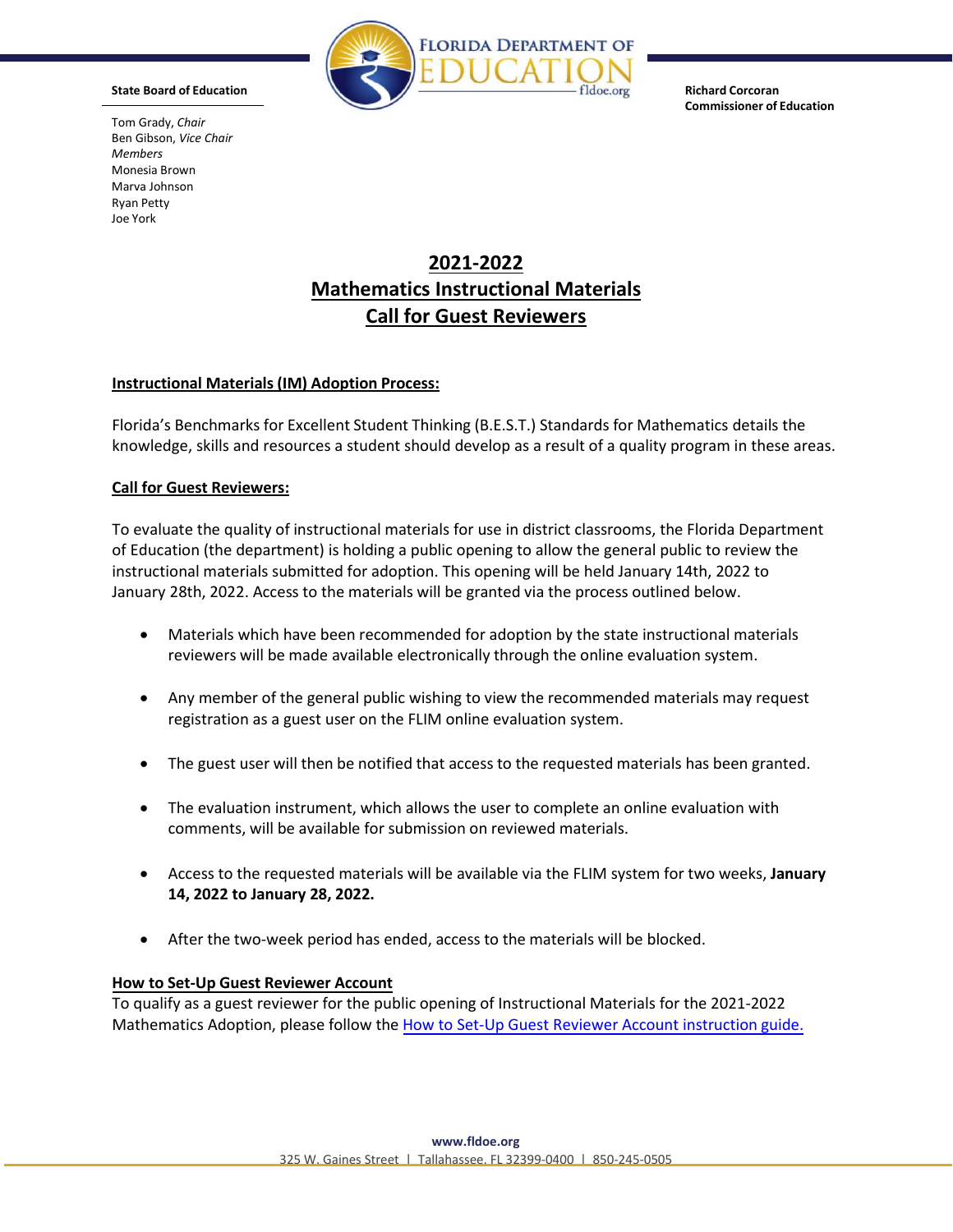**State Board of Education**

Tom Grady, *Chair*
Ben Gibson, *Vice Chair*
*Members*
Monesia Brown
Marva Johnson
Ryan Petty
Joe York

**Richard Corcoran**
**Commissioner of Education**

# 2021-2022 Mathematics Instructional Materials Call for Guest Reviewers

## Instructional Materials (IM) Adoption Process:

Florida's Benchmarks for Excellent Student Thinking (B.E.S.T.) Standards for Mathematics details the knowledge, skills and resources a student should develop as a result of a quality program in these areas.

## Call for Guest Reviewers:

To evaluate the quality of instructional materials for use in district classrooms, the Florida Department of Education (the department) is holding a public opening to allow the general public to review the instructional materials submitted for adoption. This opening will be held January 14th, 2022 to January 28th, 2022. Access to the materials will be granted via the process outlined below.

- Materials which have been recommended for adoption by the state instructional materials reviewers will be made available electronically through the online evaluation system.
- Any member of the general public wishing to view the recommended materials may request registration as a guest user on the FLIM online evaluation system.
- The guest user will then be notified that access to the requested materials has been granted.
- The evaluation instrument, which allows the user to complete an online evaluation with comments, will be available for submission on reviewed materials.
- Access to the requested materials will be available via the FLIM system for two weeks, **January 14, 2022 to January 28, 2022.**
- After the two-week period has ended, access to the materials will be blocked.

## How to Set-Up Guest Reviewer Account

To qualify as a guest reviewer for the public opening of Instructional Materials for the 2021-2022 Mathematics Adoption, please follow the How to Set-Up Guest Reviewer Account instruction guide.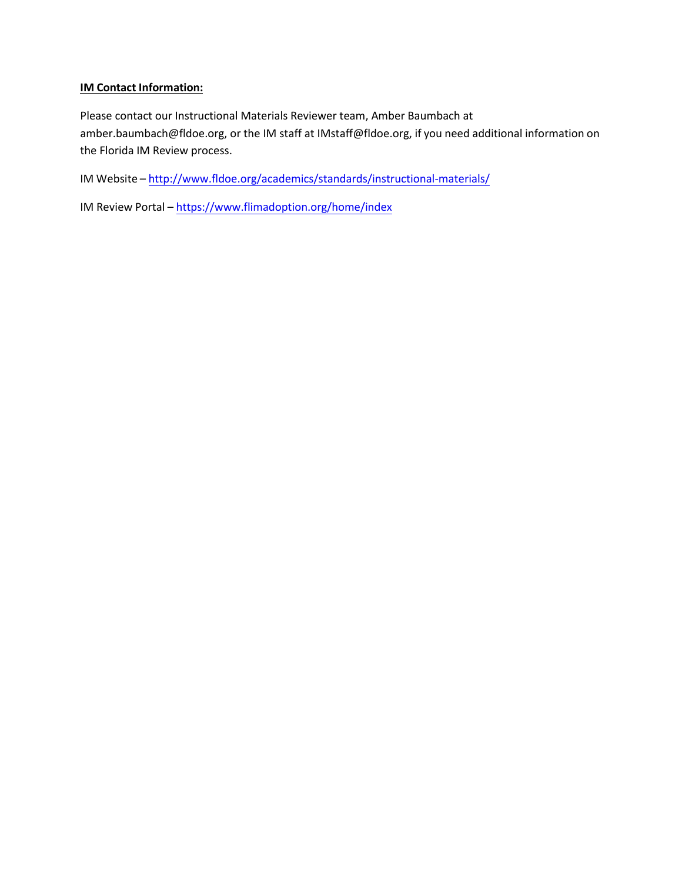**IM Contact Information:**

Please contact our Instructional Materials Reviewer team, Amber Baumbach at amber.baumbach@fldoe.org, or the IM staff at IMstaff@fldoe.org, if you need additional information on the Florida IM Review process.

IM Website – http://www.fldoe.org/academics/standards/instructional-materials/

IM Review Portal – https://www.flimadoption.org/home/index